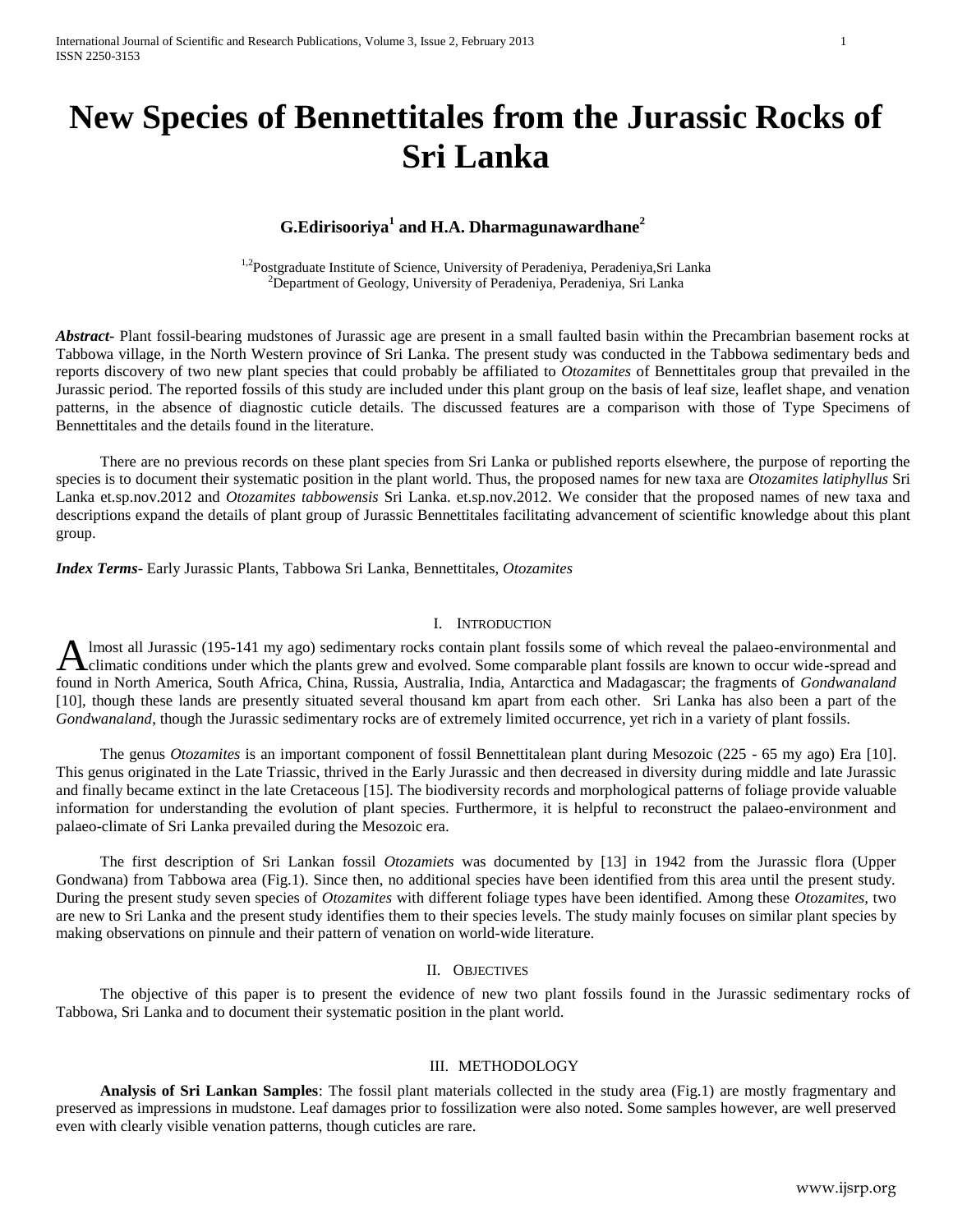# New Species of Bennettitales from the Jurassic Rocks of Sri Lanka

**G.Edirisooriya[1] and H.A. Dharmagunawardhane[2]**

[1,2]Postgraduate Institute of Science, University of Peradeniya, Peradeniya,Sri Lanka
[2]Department of Geology, University of Peradeniya, Peradeniya, Sri Lanka

***Abstract-*** Plant fossil-bearing mudstones of Jurassic age are present in a small faulted basin within the Precambrian basement rocks at Tabbowa village, in the North Western province of Sri Lanka. The present study was conducted in the Tabbowa sedimentary beds and reports discovery of two new plant species that could probably be affiliated to *Otozamites* of Bennettitales group that prevailed in the Jurassic period. The reported fossils of this study are included under this plant group on the basis of leaf size, leaflet shape, and venation patterns, in the absence of diagnostic cuticle details. The discussed features are a comparison with those of Type Specimens of Bennettitales and the details found in the literature.

There are no previous records on these plant species from Sri Lanka or published reports elsewhere, the purpose of reporting the species is to document their systematic position in the plant world. Thus, the proposed names for new taxa are *Otozamites latiphyllus* Sri Lanka et.sp.nov.2012 and *Otozamites tabbowensis* Sri Lanka. et.sp.nov.2012. We consider that the proposed names of new taxa and descriptions expand the details of plant group of Jurassic Bennettitales facilitating advancement of scientific knowledge about this plant group.

***Index Terms***- Early Jurassic Plants, Tabbowa Sri Lanka, Bennettitales, *Otozamites*

## I. Introduction

Almost all Jurassic (195-141 my ago) sedimentary rocks contain plant fossils some of which reveal the palaeo-environmental and climatic conditions under which the plants grew and evolved. Some comparable plant fossils are known to occur wide-spread and found in North America, South Africa, China, Russia, Australia, India, Antarctica and Madagascar; the fragments of *Gondwanaland* [10], though these lands are presently situated several thousand km apart from each other. Sri Lanka has also been a part of the *Gondwanaland*, though the Jurassic sedimentary rocks are of extremely limited occurrence, yet rich in a variety of plant fossils.

The genus *Otozamites* is an important component of fossil Bennettitalean plant during Mesozoic (225 - 65 my ago) Era [10]. This genus originated in the Late Triassic, thrived in the Early Jurassic and then decreased in diversity during middle and late Jurassic and finally became extinct in the late Cretaceous [15]. The biodiversity records and morphological patterns of foliage provide valuable information for understanding the evolution of plant species. Furthermore, it is helpful to reconstruct the palaeo-environment and palaeo-climate of Sri Lanka prevailed during the Mesozoic era.

The first description of Sri Lankan fossil *Otozamiets* was documented by [13] in 1942 from the Jurassic flora (Upper Gondwana) from Tabbowa area (Fig.1). Since then, no additional species have been identified from this area until the present study. During the present study seven species of *Otozamites* with different foliage types have been identified. Among these *Otozamites,* two are new to Sri Lanka and the present study identifies them to their species levels. The study mainly focuses on similar plant species by making observations on pinnule and their pattern of venation on world-wide literature.

## II. Objectives

The objective of this paper is to present the evidence of new two plant fossils found in the Jurassic sedimentary rocks of Tabbowa, Sri Lanka and to document their systematic position in the plant world.

## III. Methodology

**Analysis of Sri Lankan Samples**: The fossil plant materials collected in the study area (Fig.1) are mostly fragmentary and preserved as impressions in mudstone. Leaf damages prior to fossilization were also noted. Some samples however, are well preserved even with clearly visible venation patterns, though cuticles are rare.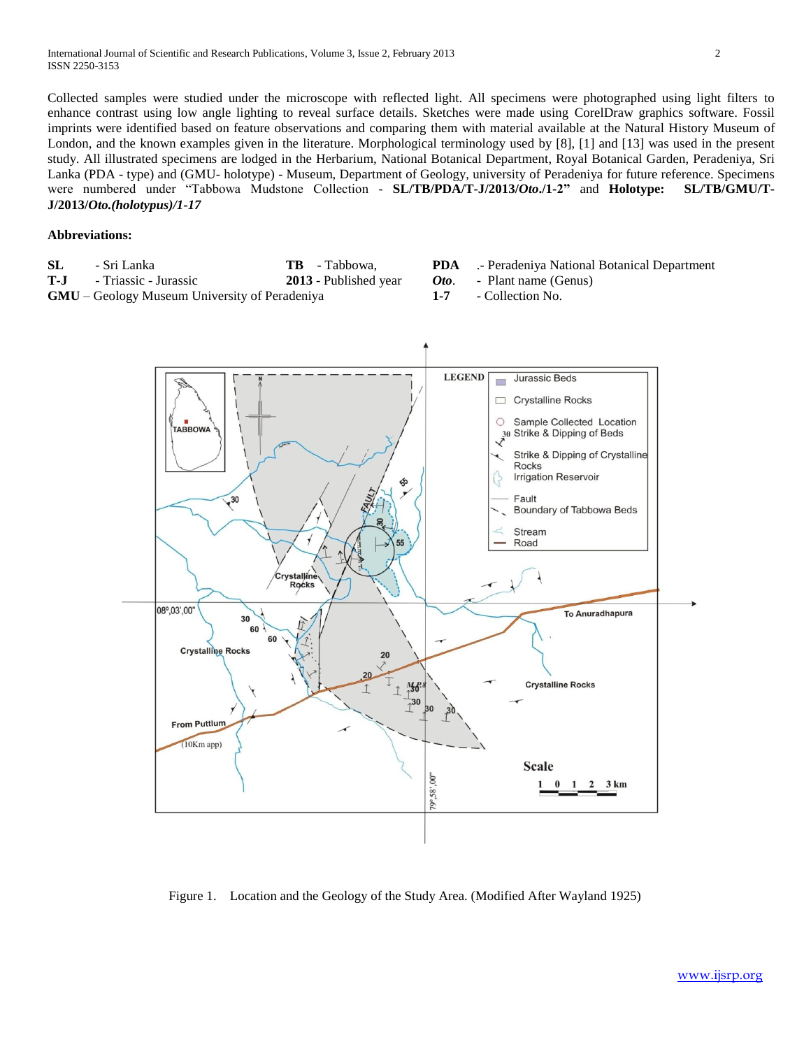Collected samples were studied under the microscope with reflected light. All specimens were photographed using light filters to enhance contrast using low angle lighting to reveal surface details. Sketches were made using CorelDraw graphics software. Fossil imprints were identified based on feature observations and comparing them with material available at the Natural History Museum of London, and the known examples given in the literature. Morphological terminology used by [8], [1] and [13] was used in the present study. All illustrated specimens are lodged in the Herbarium, National Botanical Department, Royal Botanical Garden, Peradeniya, Sri Lanka (PDA - type) and (GMU- holotype) - Museum, Department of Geology, university of Peradeniya for future reference. Specimens were numbered under "Tabbowa Mudstone Collection - **SL/TB/PDA/T-J/2013/*Oto.*/1-2"** and **Holotype: SL/TB/GMU/T-J/2013/*Oto.(holotypus)/1-17***

**Abbreviations:**

**SL** - Sri Lanka
**T-J** - Triassic - Jurassic
**GMU** – Geology Museum University of Peradeniya
**TB** - Tabbowa,
**2013** - Published year
**PDA** .- Peradeniya National Botanical Department
***Oto***. - Plant name (Genus)
**1-7** - Collection No.

LEGEND
Jurassic Beds
Crystalline Rocks
Sample Collected Location
30 Strike & Dipping of Beds
Strike & Dipping of Crystalline Rocks
Irrigation Reservoir
Fault
Boundary of Tabbowa Beds
Stream
Road

TABBOWA
N
FAULT
Crystalline Rocks
08°,03',00"
79°,58',00"
To Anuradhapura
From Puttlum
(10Km app)
M.P.8
Scale
1 0 1 2 3 km

Figure 1. Location and the Geology of the Study Area. (Modified After Wayland 1925)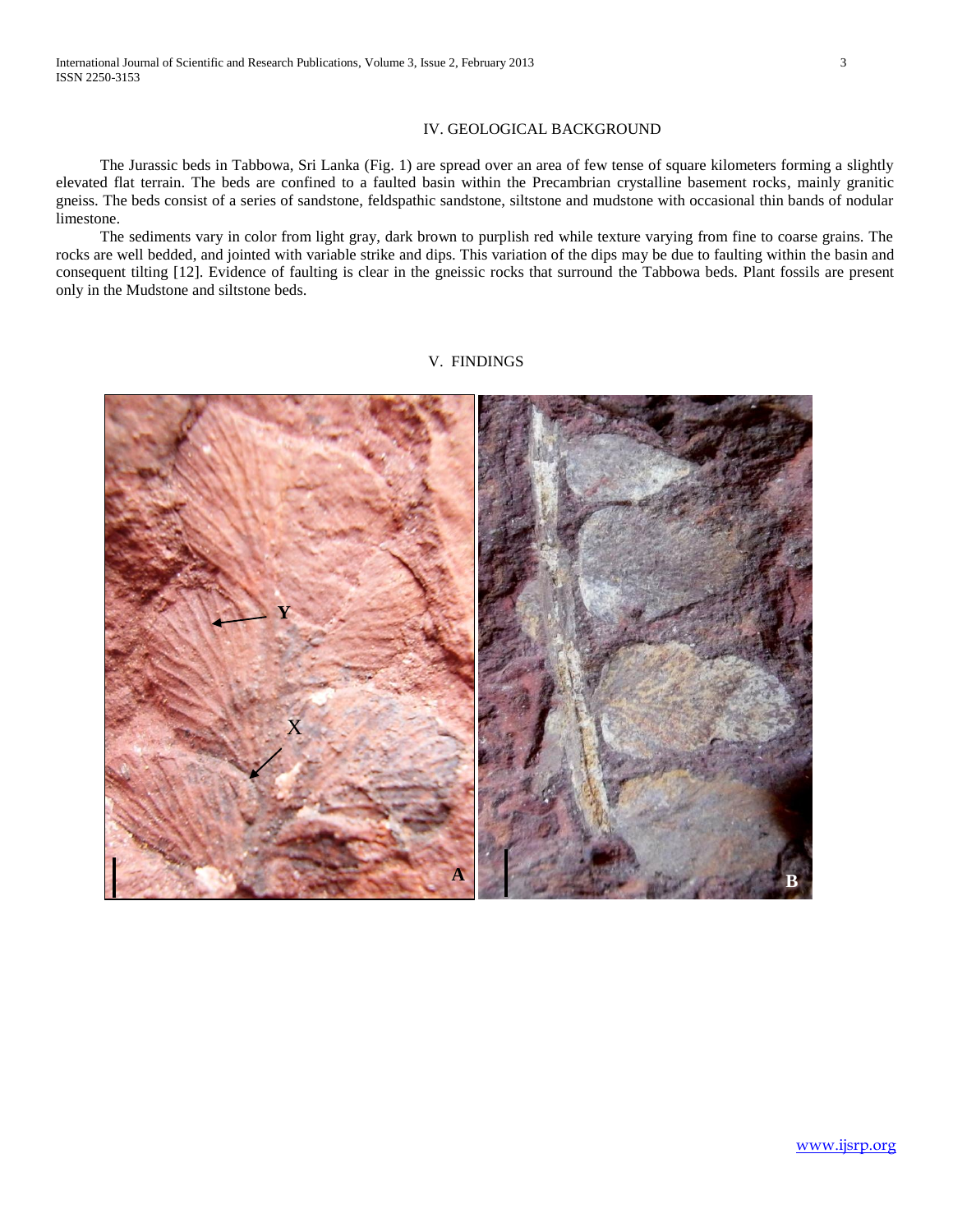## IV. GEOLOGICAL BACKGROUND

The Jurassic beds in Tabbowa, Sri Lanka (Fig. 1) are spread over an area of few tense of square kilometers forming a slightly elevated flat terrain. The beds are confined to a faulted basin within the Precambrian crystalline basement rocks, mainly granitic gneiss. The beds consist of a series of sandstone, feldspathic sandstone, siltstone and mudstone with occasional thin bands of nodular limestone.

The sediments vary in color from light gray, dark brown to purplish red while texture varying from fine to coarse grains. The rocks are well bedded, and jointed with variable strike and dips. This variation of the dips may be due to faulting within the basin and consequent tilting [12]. Evidence of faulting is clear in the gneissic rocks that surround the Tabbowa beds. Plant fossils are present only in the Mudstone and siltstone beds.

## V. FINDINGS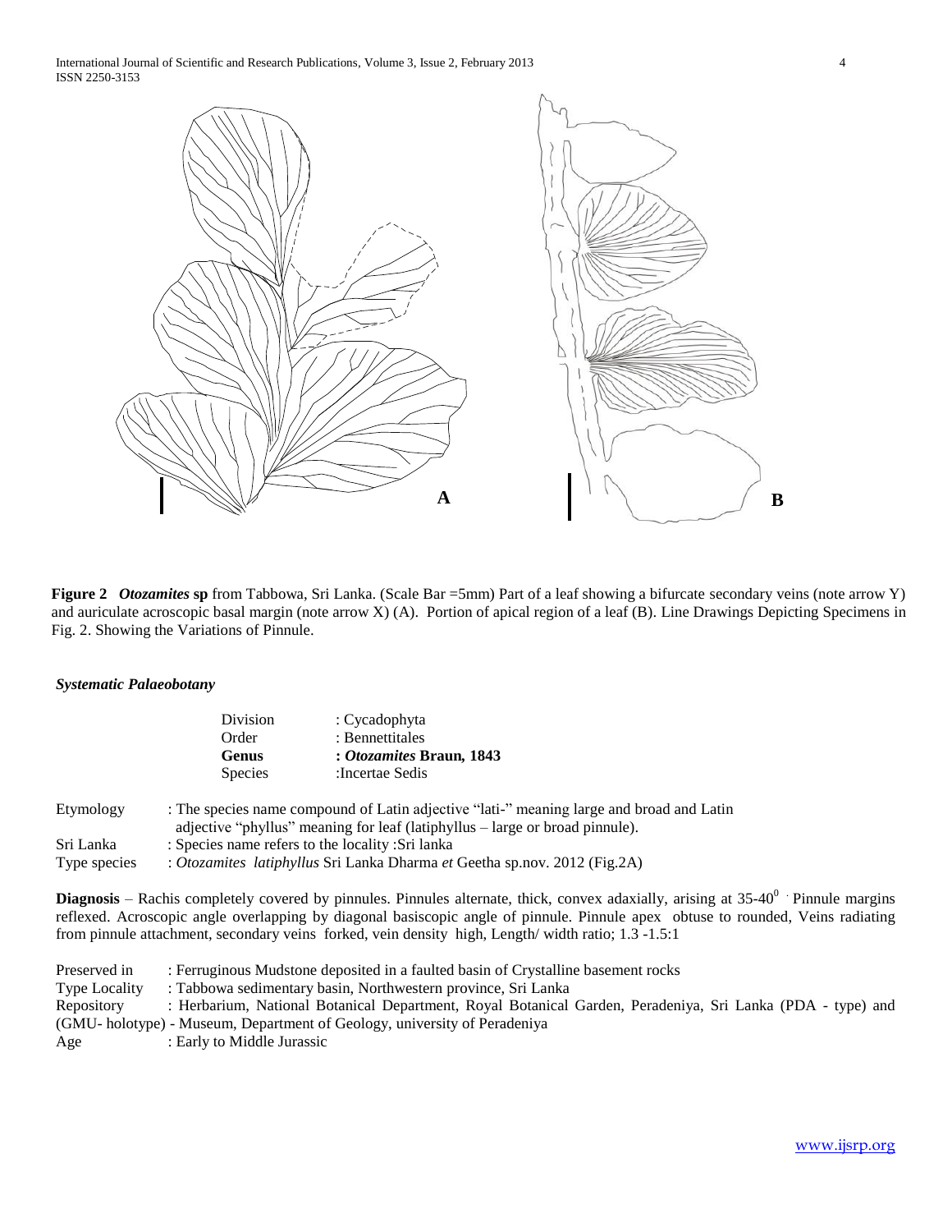A

B

**Figure 2** ***Otozamites*** **sp** from Tabbowa, Sri Lanka. (Scale Bar =5mm) Part of a leaf showing a bifurcate secondary veins (note arrow Y) and auriculate acroscopic basal margin (note arrow X) (A). Portion of apical region of a leaf (B). Line Drawings Depicting Specimens in Fig. 2. Showing the Variations of Pinnule.

***Systematic Palaeobotany***

| | |
|---|---|
| Division | : Cycadophyta |
| Order | : Bennettitales |
| **Genus** | **: *Otozamites* Braun, 1843** |
| Species | :Incertae Sedis |

| | |
|---|---|
| Etymology | : The species name compound of Latin adjective "lati-" meaning large and broad and Latin adjective "phyllus" meaning for leaf (latiphyllus – large or broad pinnule). |
| Sri Lanka | : Species name refers to the locality :Sri lanka |
| Type species | : *Otozamites latiphyllus* Sri Lanka Dharma *et* Geetha sp.nov. 2012 (Fig.2A) |

**Diagnosis** – Rachis completely covered by pinnules. Pinnules alternate, thick, convex adaxially, arising at 35-40$^{0}$ . Pinnule margins reflexed. Acroscopic angle overlapping by diagonal basiscopic angle of pinnule. Pinnule apex obtuse to rounded, Veins radiating from pinnule attachment, secondary veins forked, vein density high, Length/ width ratio; 1.3 -1.5:1

| | |
|---|---|
| Preserved in | : Ferruginous Mudstone deposited in a faulted basin of Crystalline basement rocks |
| Type Locality | : Tabbowa sedimentary basin, Northwestern province, Sri Lanka |
| Repository | : Herbarium, National Botanical Department, Royal Botanical Garden, Peradeniya, Sri Lanka (PDA - type) and (GMU- holotype) - Museum, Department of Geology, university of Peradeniya |
| Age | : Early to Middle Jurassic |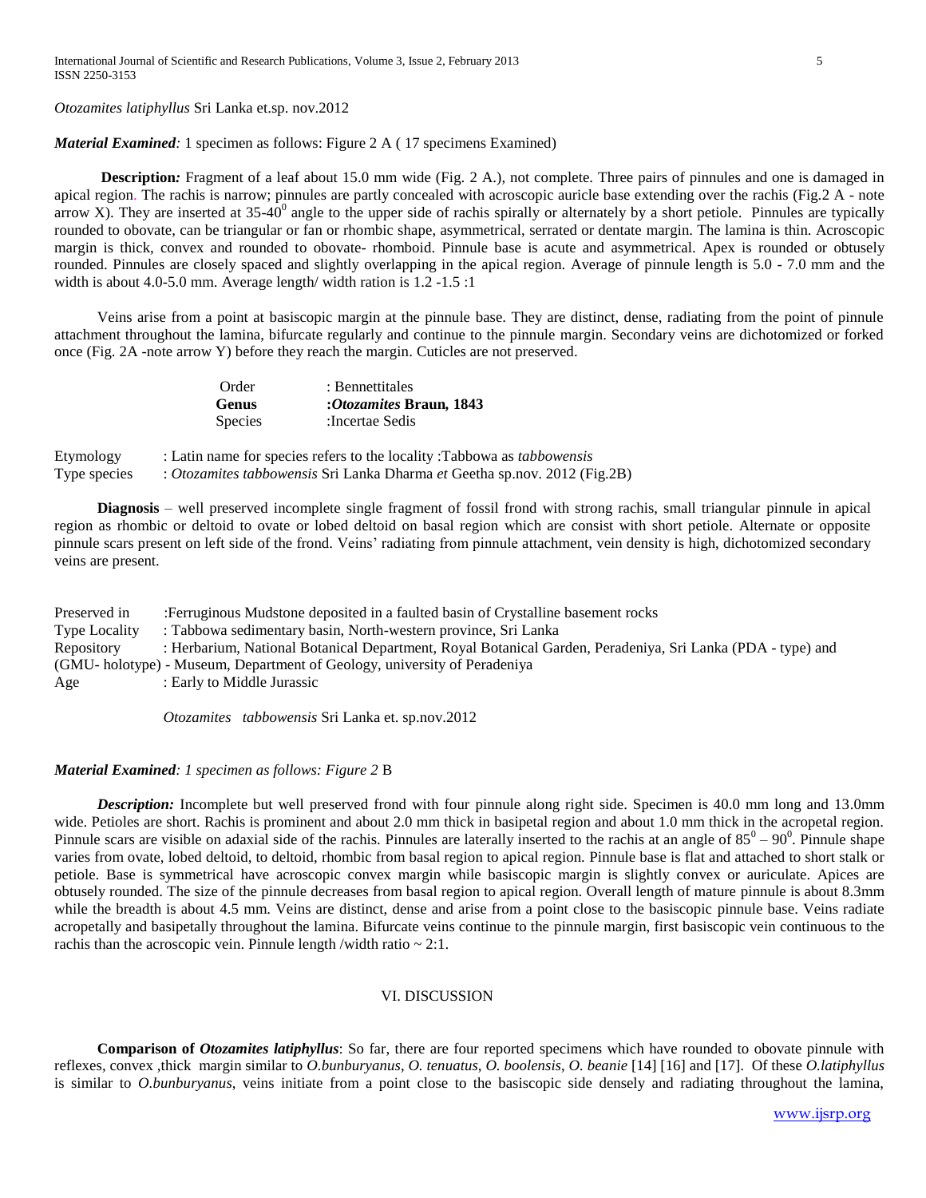*Otozamites latiphyllus* Sri Lanka et.sp. nov.2012

***Material Examined:*** 1 specimen as follows: Figure 2 A ( 17 specimens Examined)

**Description:** Fragment of a leaf about 15.0 mm wide (Fig. 2 A.), not complete. Three pairs of pinnules and one is damaged in apical region. The rachis is narrow; pinnules are partly concealed with acroscopic auricle base extending over the rachis (Fig.2 A - note arrow X). They are inserted at 35-40$^0$ angle to the upper side of rachis spirally or alternately by a short petiole. Pinnules are typically rounded to obovate, can be triangular or fan or rhombic shape, asymmetrical, serrated or dentate margin. The lamina is thin. Acroscopic margin is thick, convex and rounded to obovate- rhomboid. Pinnule base is acute and asymmetrical. Apex is rounded or obtusely rounded. Pinnules are closely spaced and slightly overlapping in the apical region. Average of pinnule length is 5.0 - 7.0 mm and the width is about 4.0-5.0 mm. Average length/ width ration is 1.2 -1.5 :1

Veins arise from a point at basiscopic margin at the pinnule base. They are distinct, dense, radiating from the point of pinnule attachment throughout the lamina, bifurcate regularly and continue to the pinnule margin. Secondary veins are dichotomized or forked once (Fig. 2A -note arrow Y) before they reach the margin. Cuticles are not preserved.

| | |
|---|---|
| Order | : Bennettitales |
| **Genus** | **:*Otozamites* Braun, 1843** |
| Species | :Incertae Sedis |

Etymology : Latin name for species refers to the locality :Tabbowa as *tabbowensis*
Type species : *Otozamites tabbowensis* Sri Lanka Dharma *et* Geetha sp.nov. 2012 (Fig.2B)

**Diagnosis** – well preserved incomplete single fragment of fossil frond with strong rachis, small triangular pinnule in apical region as rhombic or deltoid to ovate or lobed deltoid on basal region which are consist with short petiole. Alternate or opposite pinnule scars present on left side of the frond. Veins' radiating from pinnule attachment, vein density is high, dichotomized secondary veins are present.

Preserved in :Ferruginous Mudstone deposited in a faulted basin of Crystalline basement rocks
Type Locality : Tabbowa sedimentary basin, North-western province, Sri Lanka
Repository : Herbarium, National Botanical Department, Royal Botanical Garden, Peradeniya, Sri Lanka (PDA - type) and (GMU- holotype) - Museum, Department of Geology, university of Peradeniya
Age : Early to Middle Jurassic

*Otozamites tabbowensis* Sri Lanka et. sp.nov.2012

***Material Examined**: 1 specimen as follows: Figure 2* B

***Description:*** Incomplete but well preserved frond with four pinnule along right side. Specimen is 40.0 mm long and 13.0mm wide. Petioles are short. Rachis is prominent and about 2.0 mm thick in basipetal region and about 1.0 mm thick in the acropetal region. Pinnule scars are visible on adaxial side of the rachis. Pinnules are laterally inserted to the rachis at an angle of $85^0 – 90^0$. Pinnule shape varies from ovate, lobed deltoid, to deltoid, rhombic from basal region to apical region. Pinnule base is flat and attached to short stalk or petiole. Base is symmetrical have acroscopic convex margin while basiscopic margin is slightly convex or auriculate. Apices are obtusely rounded. The size of the pinnule decreases from basal region to apical region. Overall length of mature pinnule is about 8.3mm while the breadth is about 4.5 mm. Veins are distinct, dense and arise from a point close to the basiscopic pinnule base. Veins radiate acropetally and basipetally throughout the lamina. Bifurcate veins continue to the pinnule margin, first basiscopic vein continuous to the rachis than the acroscopic vein. Pinnule length /width ratio ~ 2:1.

## VI. DISCUSSION

**Comparison of *Otozamites latiphyllus***: So far, there are four reported specimens which have rounded to obovate pinnule with reflexes, convex ,thick margin similar to *O.bunburyanus*, *O. tenuatus*, *O. boolensis*, *O. beanie* [14] [16] and [17]. Of these *O.latiphyllus* is similar to *O.bunburyanus*, veins initiate from a point close to the basiscopic side densely and radiating throughout the lamina,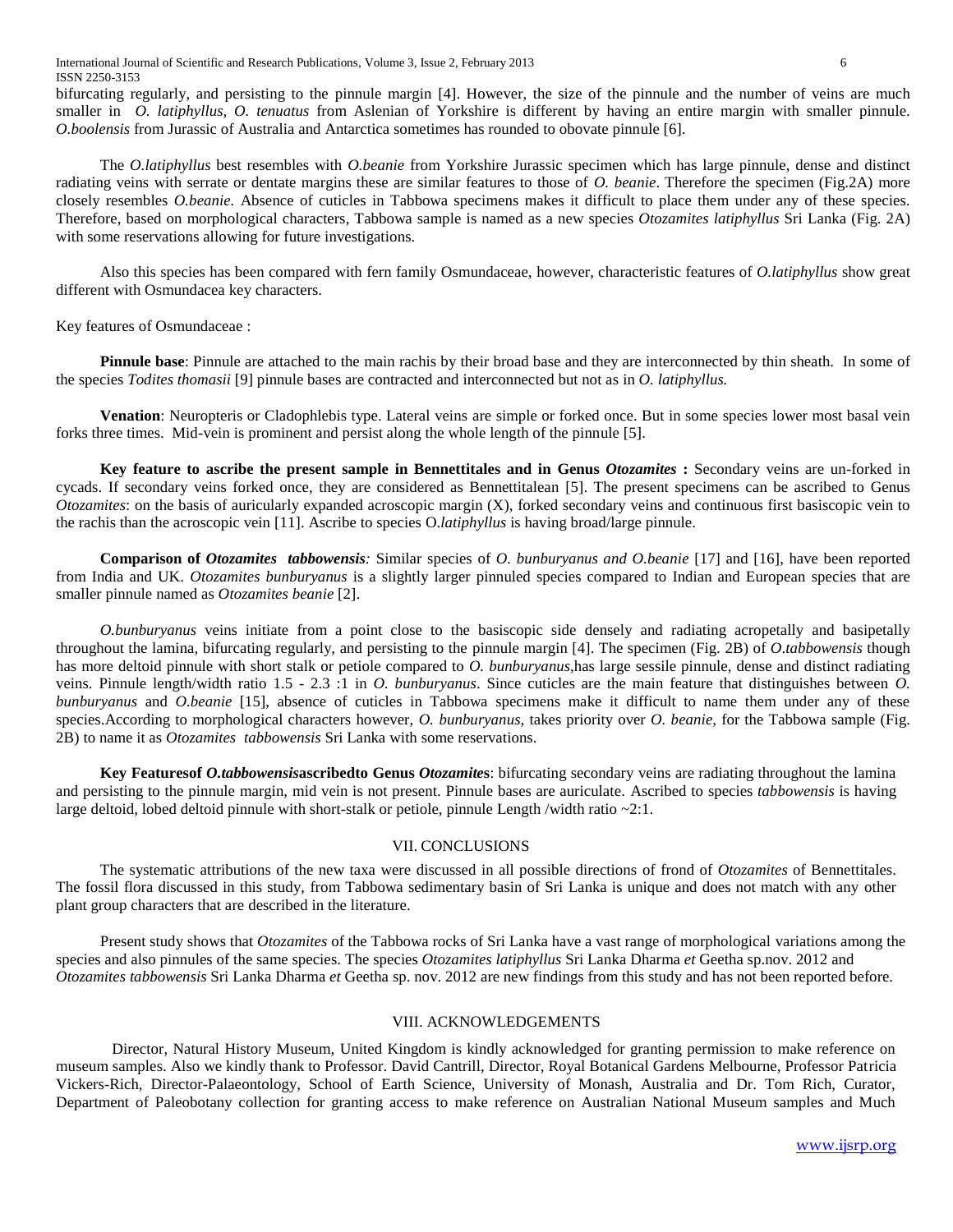bifurcating regularly, and persisting to the pinnule margin [4]. However, the size of the pinnule and the number of veins are much smaller in *O. latiphyllus, O. tenuatus* from Aslenian of Yorkshire is different by having an entire margin with smaller pinnule. *O.boolensis* from Jurassic of Australia and Antarctica sometimes has rounded to obovate pinnule [6].

The *O.latiphyllus* best resembles with *O.beanie* from Yorkshire Jurassic specimen which has large pinnule, dense and distinct radiating veins with serrate or dentate margins these are similar features to those of *O. beanie*. Therefore the specimen (Fig.2A) more closely resembles *O.beanie*. Absence of cuticles in Tabbowa specimens makes it difficult to place them under any of these species. Therefore, based on morphological characters, Tabbowa sample is named as a new species *Otozamites latiphyllus* Sri Lanka (Fig. 2A) with some reservations allowing for future investigations.

Also this species has been compared with fern family Osmundaceae, however, characteristic features of *O.latiphyllus* show great different with Osmundacea key characters.

Key features of Osmundaceae :

**Pinnule base**: Pinnule are attached to the main rachis by their broad base and they are interconnected by thin sheath. In some of the species *Todites thomasii* [9] pinnule bases are contracted and interconnected but not as in *O. latiphyllus.*

**Venation**: Neuropteris or Cladophlebis type. Lateral veins are simple or forked once. But in some species lower most basal vein forks three times. Mid-vein is prominent and persist along the whole length of the pinnule [5].

**Key feature to ascribe the present sample in Bennettitales and in Genus *Otozamites* :** Secondary veins are un-forked in cycads. If secondary veins forked once, they are considered as Bennettitalean [5]. The present specimens can be ascribed to Genus *Otozamites*: on the basis of auricularly expanded acroscopic margin (X), forked secondary veins and continuous first basiscopic vein to the rachis than the acroscopic vein [11]. Ascribe to species O.*latiphyllus* is having broad/large pinnule.

**Comparison of *Otozamites tabbowensis*:** Similar species of *O. bunburyanus and O.beanie* [17] and [16], have been reported from India and UK. *Otozamites bunburyanus* is a slightly larger pinnuled species compared to Indian and European species that are smaller pinnule named as *Otozamites beanie* [2].

*O.bunburyanus* veins initiate from a point close to the basiscopic side densely and radiating acropetally and basipetally throughout the lamina, bifurcating regularly, and persisting to the pinnule margin [4]. The specimen (Fig. 2B) of *O.tabbowensis* though has more deltoid pinnule with short stalk or petiole compared to *O. bunburyanus,*has large sessile pinnule, dense and distinct radiating veins. Pinnule length/width ratio 1.5 - 2.3 :1 in *O. bunburyanus*. Since cuticles are the main feature that distinguishes between *O. bunburyanus* and *O.beanie* [15], absence of cuticles in Tabbowa specimens make it difficult to name them under any of these species.According to morphological characters however, *O. bunburyanus,* takes priority over *O. beanie,* for the Tabbowa sample (Fig. 2B) to name it as *Otozamites tabbowensis* Sri Lanka with some reservations.

**Key Featuresof *O.tabbowensis*ascribedto Genus *Otozamites***: bifurcating secondary veins are radiating throughout the lamina and persisting to the pinnule margin, mid vein is not present. Pinnule bases are auriculate. Ascribed to species *tabbowensis* is having large deltoid, lobed deltoid pinnule with short-stalk or petiole, pinnule Length /width ratio ~2:1.

## VII. CONCLUSIONS

The systematic attributions of the new taxa were discussed in all possible directions of frond of *Otozamites* of Bennettitales. The fossil flora discussed in this study, from Tabbowa sedimentary basin of Sri Lanka is unique and does not match with any other plant group characters that are described in the literature.

Present study shows that *Otozamites* of the Tabbowa rocks of Sri Lanka have a vast range of morphological variations among the species and also pinnules of the same species. The species *Otozamites latiphyllus* Sri Lanka Dharma *et* Geetha sp.nov. 2012 and *Otozamites tabbowensis* Sri Lanka Dharma *et* Geetha sp. nov. 2012 are new findings from this study and has not been reported before.

## VIII. ACKNOWLEDGEMENTS

Director, Natural History Museum, United Kingdom is kindly acknowledged for granting permission to make reference on museum samples. Also we kindly thank to Professor. David Cantrill, Director, Royal Botanical Gardens Melbourne, Professor Patricia Vickers-Rich, Director-Palaeontology, School of Earth Science, University of Monash, Australia and Dr. Tom Rich, Curator, Department of Paleobotany collection for granting access to make reference on Australian National Museum samples and Much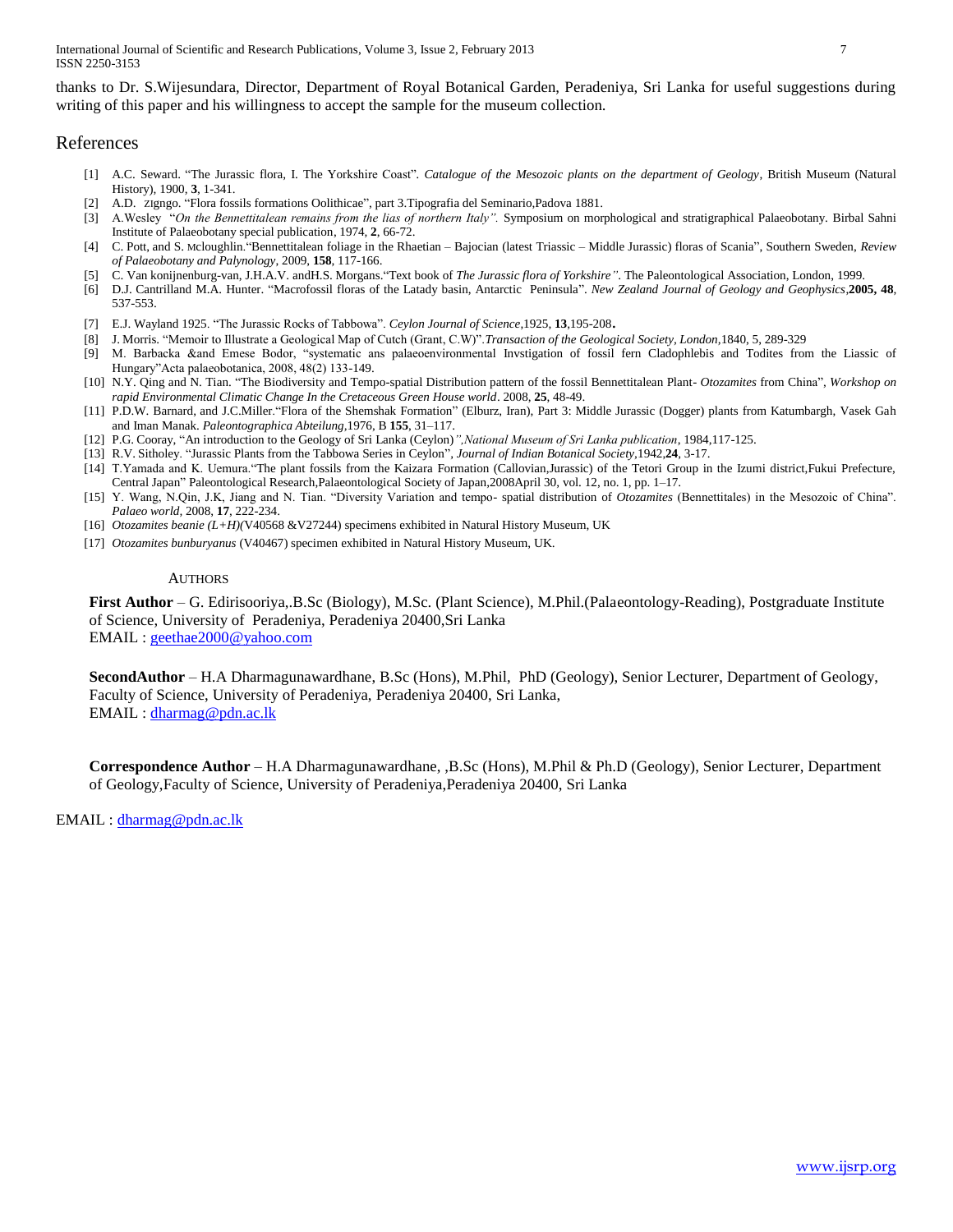thanks to Dr. S.Wijesundara, Director, Department of Royal Botanical Garden, Peradeniya, Sri Lanka for useful suggestions during writing of this paper and his willingness to accept the sample for the museum collection.

## References

[1] A.C. Seward. "The Jurassic flora, I. The Yorkshire Coast". *Catalogue of the Mesozoic plants on the department of Geology*, British Museum (Natural History), 1900, **3**, 1-341.

[2] A.D. ZIgngo. "Flora fossils formations Oolithicae", part 3.Tipografia del Seminario,Padova 1881.

[3] A.Wesley "*On the Bennettitalean remains from the lias of northern Italy".* Symposium on morphological and stratigraphical Palaeobotany. Birbal Sahni Institute of Palaeobotany special publication, 1974, **2**, 66-72.

[4] C. Pott, and S. Mcloughlin."Bennettitalean foliage in the Rhaetian – Bajocian (latest Triassic – Middle Jurassic) floras of Scania", Southern Sweden, *Review of Palaeobotany and Palynology*, 2009, **158**, 117-166.

[5] C. Van konijnenburg-van, J.H.A.V. andH.S. Morgans."Text book of *The Jurassic flora of Yorkshire"*. The Paleontological Association, London, 1999.

[6] D.J. Cantrilland M.A. Hunter. "Macrofossil floras of the Latady basin, Antarctic Peninsula". *New Zealand Journal of Geology and Geophysics*,**2005, 48**, 537-553.

[7] E.J. Wayland 1925. "The Jurassic Rocks of Tabbowa". *Ceylon Journal of Science*,1925, **13**,195-208**.**

[8] J. Morris. "Memoir to Illustrate a Geological Map of Cutch (Grant, C.W)".*Transaction of the Geological Society, London*,1840, 5, 289-329

[9] M. Barbacka &and Emese Bodor, "systematic ans palaeoenvironmental Invstigation of fossil fern Cladophlebis and Todites from the Liassic of Hungary"Acta palaeobotanica, 2008, 48(2) 133-149.

[10] N.Y. Qing and N. Tian. "The Biodiversity and Tempo-spatial Distribution pattern of the fossil Bennettitalean Plant- *Otozamites* from China", *Workshop on rapid Environmental Climatic Change In the Cretaceous Green House world*. 2008, **25**, 48-49.

[11] P.D.W. Barnard, and J.C.Miller."Flora of the Shemshak Formation" (Elburz, Iran), Part 3: Middle Jurassic (Dogger) plants from Katumbargh, Vasek Gah and Iman Manak. *Paleontographica Abteilung*,1976, B **155**, 31–117.

[12] P.G. Cooray, "An introduction to the Geology of Sri Lanka (Ceylon)*",National Museum of Sri Lanka publication*, 1984,117-125.

[13] R.V. Sitholey. "Jurassic Plants from the Tabbowa Series in Ceylon", *Journal of Indian Botanical Society*,1942,**24**, 3-17.

[14] T.Yamada and K. Uemura."The plant fossils from the Kaizara Formation (Callovian,Jurassic) of the Tetori Group in the Izumi district,Fukui Prefecture, Central Japan" Paleontological Research,Palaeontological Society of Japan,2008April 30, vol. 12, no. 1, pp. 1–17.

[15] Y. Wang, N.Qin, J.K, Jiang and N. Tian. "Diversity Variation and tempo- spatial distribution of *Otozamites* (Bennettitales) in the Mesozoic of China". *Palaeo world*, 2008, **17**, 222-234.

[16] *Otozamites beanie (L+H)*(V40568 &V27244) specimens exhibited in Natural History Museum, UK

[17] *Otozamites bunburyanus* (V40467) specimen exhibited in Natural History Museum, UK.

AUTHORS

**First Author** – G. Edirisooriya,.B.Sc (Biology), M.Sc. (Plant Science), M.Phil.(Palaeontology-Reading), Postgraduate Institute of Science, University of Peradeniya, Peradeniya 20400,Sri Lanka
EMAIL : geethae2000@yahoo.com

**SecondAuthor** – H.A Dharmagunawardhane, B.Sc (Hons), M.Phil, PhD (Geology), Senior Lecturer, Department of Geology, Faculty of Science, University of Peradeniya, Peradeniya 20400, Sri Lanka,
EMAIL : dharmag@pdn.ac.lk

**Correspondence Author** – H.A Dharmagunawardhane, ,B.Sc (Hons), M.Phil & Ph.D (Geology), Senior Lecturer, Department of Geology,Faculty of Science, University of Peradeniya,Peradeniya 20400, Sri Lanka

EMAIL : dharmag@pdn.ac.lk